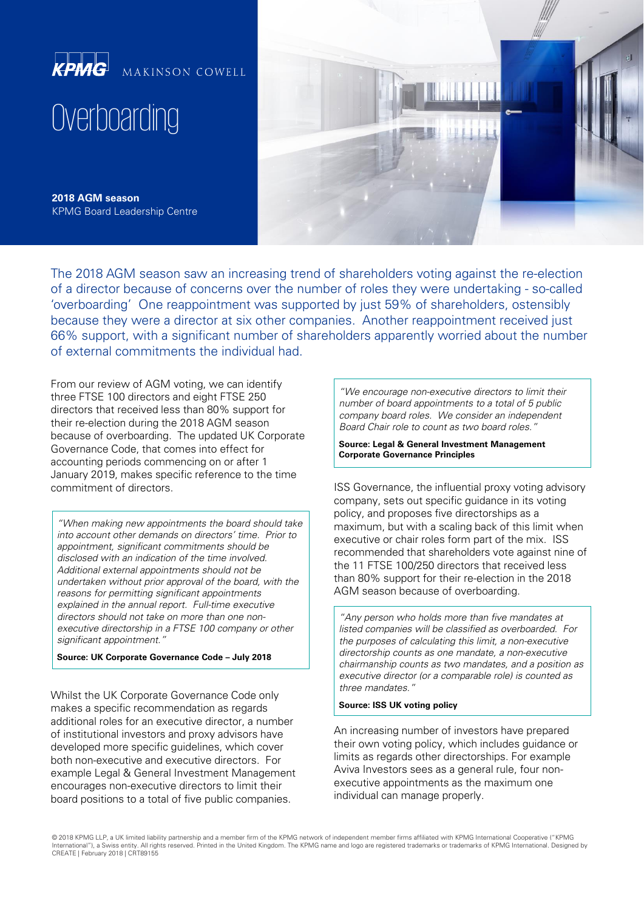KPMG MAKINSON COWELL

# Overboarding

**2018 AGM season**
KPMG Board Leadership Centre

The 2018 AGM season saw an increasing trend of shareholders voting against the re-election of a director because of concerns over the number of roles they were undertaking - so-called 'overboarding' One reappointment was supported by just 59% of shareholders, ostensibly because they were a director at six other companies. Another reappointment received just 66% support, with a significant number of shareholders apparently worried about the number of external commitments the individual had.

From our review of AGM voting, we can identify three FTSE 100 directors and eight FTSE 250 directors that received less than 80% support for their re-election during the 2018 AGM season because of overboarding. The updated UK Corporate Governance Code, that comes into effect for accounting periods commencing on or after 1 January 2019, makes specific reference to the time commitment of directors.

> *"When making new appointments the board should take into account other demands on directors' time. Prior to appointment, significant commitments should be disclosed with an indication of the time involved. Additional external appointments should not be undertaken without prior approval of the board, with the reasons for permitting significant appointments explained in the annual report. Full-time executive directors should not take on more than one non-executive directorship in a FTSE 100 company or other significant appointment."*
>
> **Source: UK Corporate Governance Code – July 2018**

Whilst the UK Corporate Governance Code only makes a specific recommendation as regards additional roles for an executive director, a number of institutional investors and proxy advisors have developed more specific guidelines, which cover both non-executive and executive directors. For example Legal & General Investment Management encourages non-executive directors to limit their board positions to a total of five public companies.

> *"We encourage non-executive directors to limit their number of board appointments to a total of 5 public company board roles. We consider an independent Board Chair role to count as two board roles."*
>
> **Source: Legal & General Investment Management Corporate Governance Principles**

ISS Governance, the influential proxy voting advisory company, sets out specific guidance in its voting policy, and proposes five directorships as a maximum, but with a scaling back of this limit when executive or chair roles form part of the mix. ISS recommended that shareholders vote against nine of the 11 FTSE 100/250 directors that received less than 80% support for their re-election in the 2018 AGM season because of overboarding.

> *"Any person who holds more than five mandates at listed companies will be classified as overboarded. For the purposes of calculating this limit, a non-executive directorship counts as one mandate, a non-executive chairmanship counts as two mandates, and a position as executive director (or a comparable role) is counted as three mandates."*
>
> **Source: ISS UK voting policy**

An increasing number of investors have prepared their own voting policy, which includes guidance or limits as regards other directorships. For example Aviva Investors sees as a general rule, four non-executive appointments as the maximum one individual can manage properly.

© 2018 KPMG LLP, a UK limited liability partnership and a member firm of the KPMG network of independent member firms affiliated with KPMG International Cooperative ("KPMG International"), a Swiss entity. All rights reserved. Printed in the United Kingdom. The KPMG name and logo are registered trademarks or trademarks of KPMG International. Designed by CREATE | February 2018 | CRT89155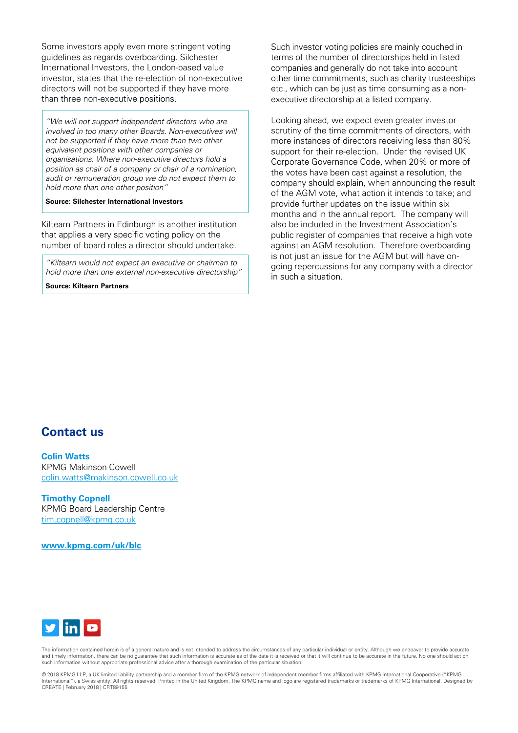Some investors apply even more stringent voting guidelines as regards overboarding. Silchester International Investors, the London-based value investor, states that the re-election of non-executive directors will not be supported if they have more than three non-executive positions.

> *"We will not support independent directors who are involved in too many other Boards. Non-executives will not be supported if they have more than two other equivalent positions with other companies or organisations. Where non-executive directors hold a position as chair of a company or chair of a nomination, audit or remuneration group we do not expect them to hold more than one other position"*
>
> **Source: Silchester International Investors**

Kiltearn Partners in Edinburgh is another institution that applies a very specific voting policy on the number of board roles a director should undertake.

> *"Kiltearn would not expect an executive or chairman to hold more than one external non-executive directorship"*
>
> **Source: Kiltearn Partners**

Such investor voting policies are mainly couched in terms of the number of directorships held in listed companies and generally do not take into account other time commitments, such as charity trusteeships etc., which can be just as time consuming as a non-executive directorship at a listed company.

Looking ahead, we expect even greater investor scrutiny of the time commitments of directors, with more instances of directors receiving less than 80% support for their re-election. Under the revised UK Corporate Governance Code, when 20% or more of the votes have been cast against a resolution, the company should explain, when announcing the result of the AGM vote, what action it intends to take; and provide further updates on the issue within six months and in the annual report. The company will also be included in the Investment Association's public register of companies that receive a high vote against an AGM resolution. Therefore overboarding is not just an issue for the AGM but will have on-going repercussions for any company with a director in such a situation.

## Contact us

**Colin Watts**
KPMG Makinson Cowell
colin.watts@makinson.cowell.co.uk

**Timothy Copnell**
KPMG Board Leadership Centre
tim.copnell@kpmg.co.uk

**www.kpmg.com/uk/blc**

The information contained herein is of a general nature and is not intended to address the circumstances of any particular individual or entity. Although we endeavor to provide accurate and timely information, there can be no guarantee that such information is accurate as of the date it is received or that it will continue to be accurate in the future. No one should act on such information without appropriate professional advice after a thorough examination of the particular situation.

© 2018 KPMG LLP, a UK limited liability partnership and a member firm of the KPMG network of independent member firms affiliated with KPMG International Cooperative ("KPMG International"), a Swiss entity. All rights reserved. Printed in the United Kingdom. The KPMG name and logo are registered trademarks or trademarks of KPMG International. Designed by CREATE | February 2018 | CRT89155